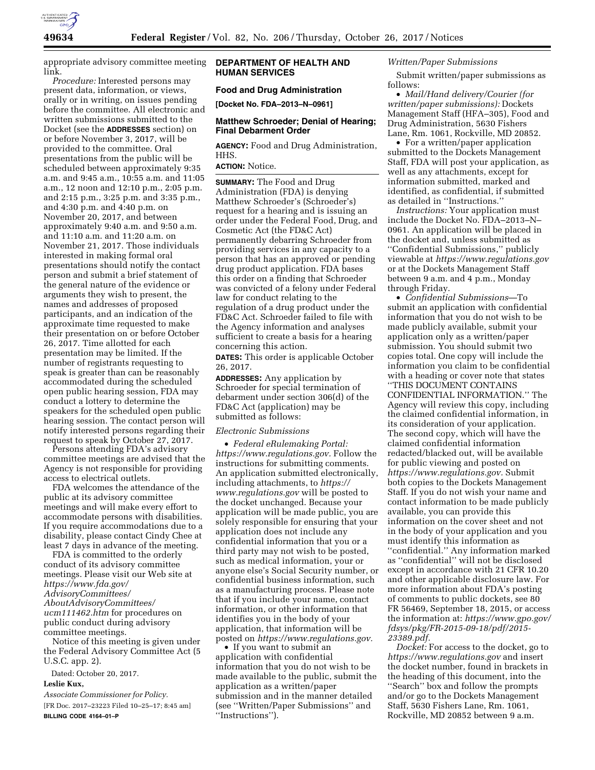appropriate advisory committee meeting link.

*Procedure:* Interested persons may present data, information, or views, orally or in writing, on issues pending before the committee. All electronic and written submissions submitted to the Docket (see the **ADDRESSES** section) on or before November 3, 2017, will be provided to the committee. Oral presentations from the public will be scheduled between approximately 9:35 a.m. and 9:45 a.m., 10:55 a.m. and 11:05 a.m., 12 noon and 12:10 p.m., 2:05 p.m. and 2:15 p.m., 3:25 p.m. and 3:35 p.m., and 4:30 p.m. and 4:40 p.m. on November 20, 2017, and between approximately 9:40 a.m. and 9:50 a.m. and 11:10 a.m. and 11:20 a.m. on November 21, 2017. Those individuals interested in making formal oral presentations should notify the contact person and submit a brief statement of the general nature of the evidence or arguments they wish to present, the names and addresses of proposed participants, and an indication of the approximate time requested to make their presentation on or before October 26, 2017. Time allotted for each presentation may be limited. If the number of registrants requesting to speak is greater than can be reasonably accommodated during the scheduled open public hearing session, FDA may conduct a lottery to determine the speakers for the scheduled open public hearing session. The contact person will notify interested persons regarding their request to speak by October 27, 2017.

Persons attending FDA's advisory committee meetings are advised that the Agency is not responsible for providing access to electrical outlets.

FDA welcomes the attendance of the public at its advisory committee meetings and will make every effort to accommodate persons with disabilities. If you require accommodations due to a disability, please contact Cindy Chee at least 7 days in advance of the meeting.

FDA is committed to the orderly conduct of its advisory committee meetings. Please visit our Web site at *https://www.fda.gov/AdvisoryCommittees/AboutAdvisoryCommittees/ucm111462.htm* for procedures on public conduct during advisory committee meetings.

Notice of this meeting is given under the Federal Advisory Committee Act (5 U.S.C. app. 2).

Dated: October 20, 2017.

**Leslie Kux,**

*Associate Commissioner for Policy.*

[FR Doc. 2017–23223 Filed 10–25–17; 8:45 am]

**BILLING CODE 4164–01–P**

## DEPARTMENT OF HEALTH AND HUMAN SERVICES

### Food and Drug Administration

**[Docket No. FDA–2013–N–0961]**

### Matthew Schroeder; Denial of Hearing; Final Debarment Order

**AGENCY:** Food and Drug Administration, HHS.

**ACTION:** Notice.

**SUMMARY:** The Food and Drug Administration (FDA) is denying Matthew Schroeder's (Schroeder's) request for a hearing and is issuing an order under the Federal Food, Drug, and Cosmetic Act (the FD&C Act) permanently debarring Schroeder from providing services in any capacity to a person that has an approved or pending drug product application. FDA bases this order on a finding that Schroeder was convicted of a felony under Federal law for conduct relating to the regulation of a drug product under the FD&C Act. Schroeder failed to file with the Agency information and analyses sufficient to create a basis for a hearing concerning this action.

**DATES:** This order is applicable October 26, 2017.

**ADDRESSES:** Any application by Schroeder for special termination of debarment under section 306(d) of the FD&C Act (application) may be submitted as follows:

*Electronic Submissions*

- *Federal eRulemaking Portal: https://www.regulations.gov.* Follow the instructions for submitting comments. An application submitted electronically, including attachments, to *https://www.regulations.gov* will be posted to the docket unchanged. Because your application will be made public, you are solely responsible for ensuring that your application does not include any confidential information that you or a third party may not wish to be posted, such as medical information, your or anyone else's Social Security number, or confidential business information, such as a manufacturing process. Please note that if you include your name, contact information, or other information that identifies you in the body of your application, that information will be posted on *https://www.regulations.gov.*
- If you want to submit an application with confidential information that you do not wish to be made available to the public, submit the application as a written/paper submission and in the manner detailed (see ''Written/Paper Submissions'' and ''Instructions'').

*Written/Paper Submissions*

Submit written/paper submissions as follows:

- *Mail/Hand delivery/Courier (for written/paper submissions):* Dockets Management Staff (HFA–305), Food and Drug Administration, 5630 Fishers Lane, Rm. 1061, Rockville, MD 20852.
- For a written/paper application submitted to the Dockets Management Staff, FDA will post your application, as well as any attachments, except for information submitted, marked and identified, as confidential, if submitted as detailed in ''Instructions.''

*Instructions:* Your application must include the Docket No. FDA–2013–N–0961. An application will be placed in the docket and, unless submitted as ''Confidential Submissions,'' publicly viewable at *https://www.regulations.gov* or at the Dockets Management Staff between 9 a.m. and 4 p.m., Monday through Friday.

- *Confidential Submissions*—To submit an application with confidential information that you do not wish to be made publicly available, submit your application only as a written/paper submission. You should submit two copies total. One copy will include the information you claim to be confidential with a heading or cover note that states ''THIS DOCUMENT CONTAINS CONFIDENTIAL INFORMATION.'' The Agency will review this copy, including the claimed confidential information, in its consideration of your application. The second copy, which will have the claimed confidential information redacted/blacked out, will be available for public viewing and posted on *https://www.regulations.gov.* Submit both copies to the Dockets Management Staff. If you do not wish your name and contact information to be made publicly available, you can provide this information on the cover sheet and not in the body of your application and you must identify this information as ''confidential.'' Any information marked as ''confidential'' will not be disclosed except in accordance with 21 CFR 10.20 and other applicable disclosure law. For more information about FDA's posting of comments to public dockets, see 80 FR 56469, September 18, 2015, or access the information at: *https://www.gpo.gov/fdsys/pkg/FR-2015-09-18/pdf/2015-23389.pdf.*

*Docket:* For access to the docket, go to *https://www.regulations.gov* and insert the docket number, found in brackets in the heading of this document, into the ''Search'' box and follow the prompts and/or go to the Dockets Management Staff, 5630 Fishers Lane, Rm. 1061, Rockville, MD 20852 between 9 a.m.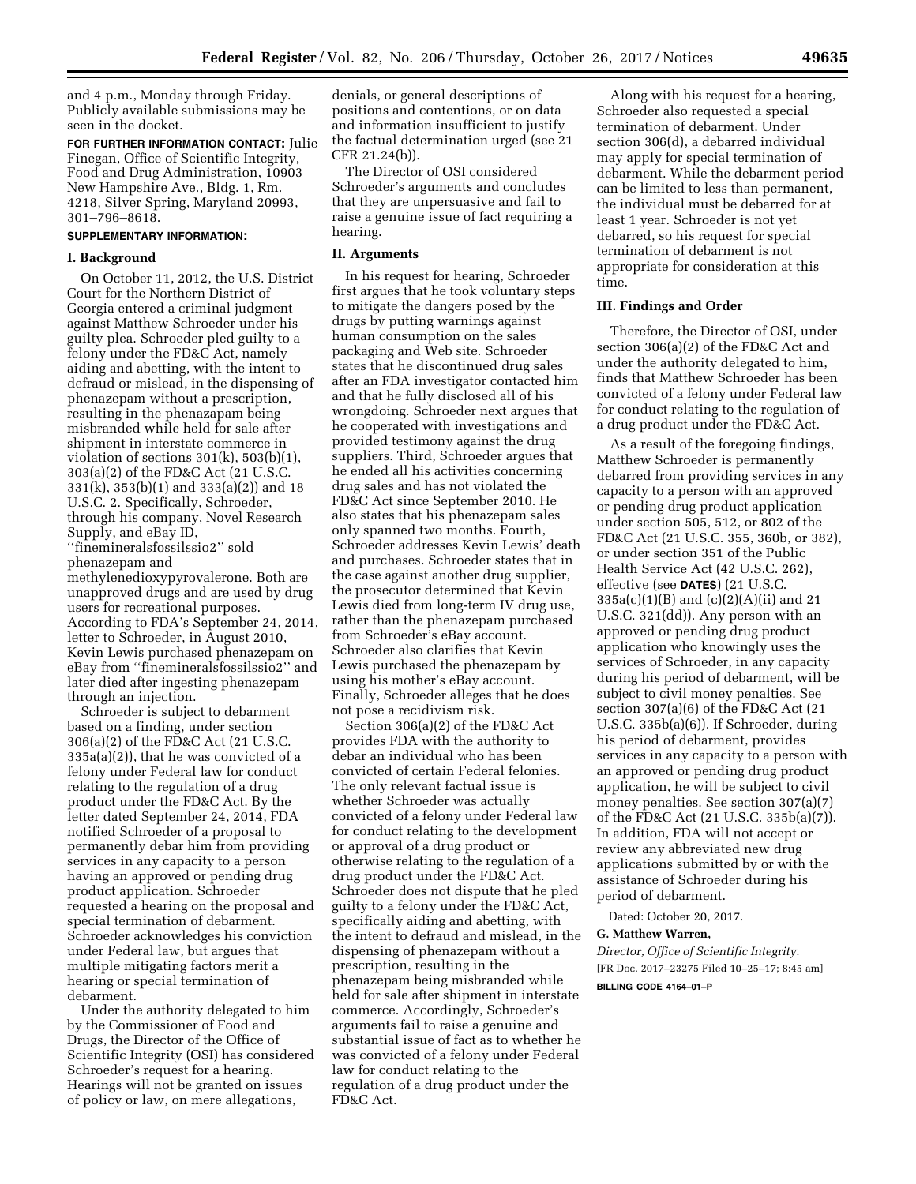and 4 p.m., Monday through Friday. Publicly available submissions may be seen in the docket.

**FOR FURTHER INFORMATION CONTACT:** Julie Finegan, Office of Scientific Integrity, Food and Drug Administration, 10903 New Hampshire Ave., Bldg. 1, Rm. 4218, Silver Spring, Maryland 20993, 301–796–8618.

**SUPPLEMENTARY INFORMATION:**

## I. Background

On October 11, 2012, the U.S. District Court for the Northern District of Georgia entered a criminal judgment against Matthew Schroeder under his guilty plea. Schroeder pled guilty to a felony under the FD&C Act, namely aiding and abetting, with the intent to defraud or mislead, in the dispensing of phenazepam without a prescription, resulting in the phenazapam being misbranded while held for sale after shipment in interstate commerce in violation of sections 301(k), 503(b)(1), 303(a)(2) of the FD&C Act (21 U.S.C. 331(k), 353(b)(1) and 333(a)(2)) and 18 U.S.C. 2. Specifically, Schroeder, through his company, Novel Research Supply, and eBay ID, ''finemineralsfossilssio2'' sold phenazepam and methylenedioxypyrovalerone. Both are unapproved drugs and are used by drug users for recreational purposes. According to FDA's September 24, 2014, letter to Schroeder, in August 2010, Kevin Lewis purchased phenazepam on eBay from ''finemineralsfossilssio2'' and later died after ingesting phenazepam through an injection.

Schroeder is subject to debarment based on a finding, under section 306(a)(2) of the FD&C Act (21 U.S.C. 335a(a)(2)), that he was convicted of a felony under Federal law for conduct relating to the regulation of a drug product under the FD&C Act. By the letter dated September 24, 2014, FDA notified Schroeder of a proposal to permanently debar him from providing services in any capacity to a person having an approved or pending drug product application. Schroeder requested a hearing on the proposal and special termination of debarment. Schroeder acknowledges his conviction under Federal law, but argues that multiple mitigating factors merit a hearing or special termination of debarment.

Under the authority delegated to him by the Commissioner of Food and Drugs, the Director of the Office of Scientific Integrity (OSI) has considered Schroeder's request for a hearing. Hearings will not be granted on issues of policy or law, on mere allegations, denials, or general descriptions of positions and contentions, or on data and information insufficient to justify the factual determination urged (see 21 CFR 21.24(b)).

The Director of OSI considered Schroeder's arguments and concludes that they are unpersuasive and fail to raise a genuine issue of fact requiring a hearing.

## II. Arguments

In his request for hearing, Schroeder first argues that he took voluntary steps to mitigate the dangers posed by the drugs by putting warnings against human consumption on the sales packaging and Web site. Schroeder states that he discontinued drug sales after an FDA investigator contacted him and that he fully disclosed all of his wrongdoing. Schroeder next argues that he cooperated with investigations and provided testimony against the drug suppliers. Third, Schroeder argues that he ended all his activities concerning drug sales and has not violated the FD&C Act since September 2010. He also states that his phenazepam sales only spanned two months. Fourth, Schroeder addresses Kevin Lewis' death and purchases. Schroeder states that in the case against another drug supplier, the prosecutor determined that Kevin Lewis died from long-term IV drug use, rather than the phenazepam purchased from Schroeder's eBay account. Schroeder also clarifies that Kevin Lewis purchased the phenazepam by using his mother's eBay account. Finally, Schroeder alleges that he does not pose a recidivism risk.

Section 306(a)(2) of the FD&C Act provides FDA with the authority to debar an individual who has been convicted of certain Federal felonies. The only relevant factual issue is whether Schroeder was actually convicted of a felony under Federal law for conduct relating to the development or approval of a drug product or otherwise relating to the regulation of a drug product under the FD&C Act. Schroeder does not dispute that he pled guilty to a felony under the FD&C Act, specifically aiding and abetting, with the intent to defraud and mislead, in the dispensing of phenazepam without a prescription, resulting in the phenazepam being misbranded while held for sale after shipment in interstate commerce. Accordingly, Schroeder's arguments fail to raise a genuine and substantial issue of fact as to whether he was convicted of a felony under Federal law for conduct relating to the regulation of a drug product under the FD&C Act.

Along with his request for a hearing, Schroeder also requested a special termination of debarment. Under section 306(d), a debarred individual may apply for special termination of debarment. While the debarment period can be limited to less than permanent, the individual must be debarred for at least 1 year. Schroeder is not yet debarred, so his request for special termination of debarment is not appropriate for consideration at this time.

## III. Findings and Order

Therefore, the Director of OSI, under section 306(a)(2) of the FD&C Act and under the authority delegated to him, finds that Matthew Schroeder has been convicted of a felony under Federal law for conduct relating to the regulation of a drug product under the FD&C Act.

As a result of the foregoing findings, Matthew Schroeder is permanently debarred from providing services in any capacity to a person with an approved or pending drug product application under section 505, 512, or 802 of the FD&C Act (21 U.S.C. 355, 360b, or 382), or under section 351 of the Public Health Service Act (42 U.S.C. 262), effective (see **DATES**) (21 U.S.C. 335a(c)(1)(B) and (c)(2)(A)(ii) and 21 U.S.C. 321(dd)). Any person with an approved or pending drug product application who knowingly uses the services of Schroeder, in any capacity during his period of debarment, will be subject to civil money penalties. See section 307(a)(6) of the FD&C Act (21 U.S.C. 335b(a)(6)). If Schroeder, during his period of debarment, provides services in any capacity to a person with an approved or pending drug product application, he will be subject to civil money penalties. See section 307(a)(7) of the FD&C Act (21 U.S.C. 335b(a)(7)). In addition, FDA will not accept or review any abbreviated new drug applications submitted by or with the assistance of Schroeder during his period of debarment.

Dated: October 20, 2017.

**G. Matthew Warren,**

*Director, Office of Scientific Integrity.*

[FR Doc. 2017–23275 Filed 10–25–17; 8:45 am]

**BILLING CODE 4164–01–P**